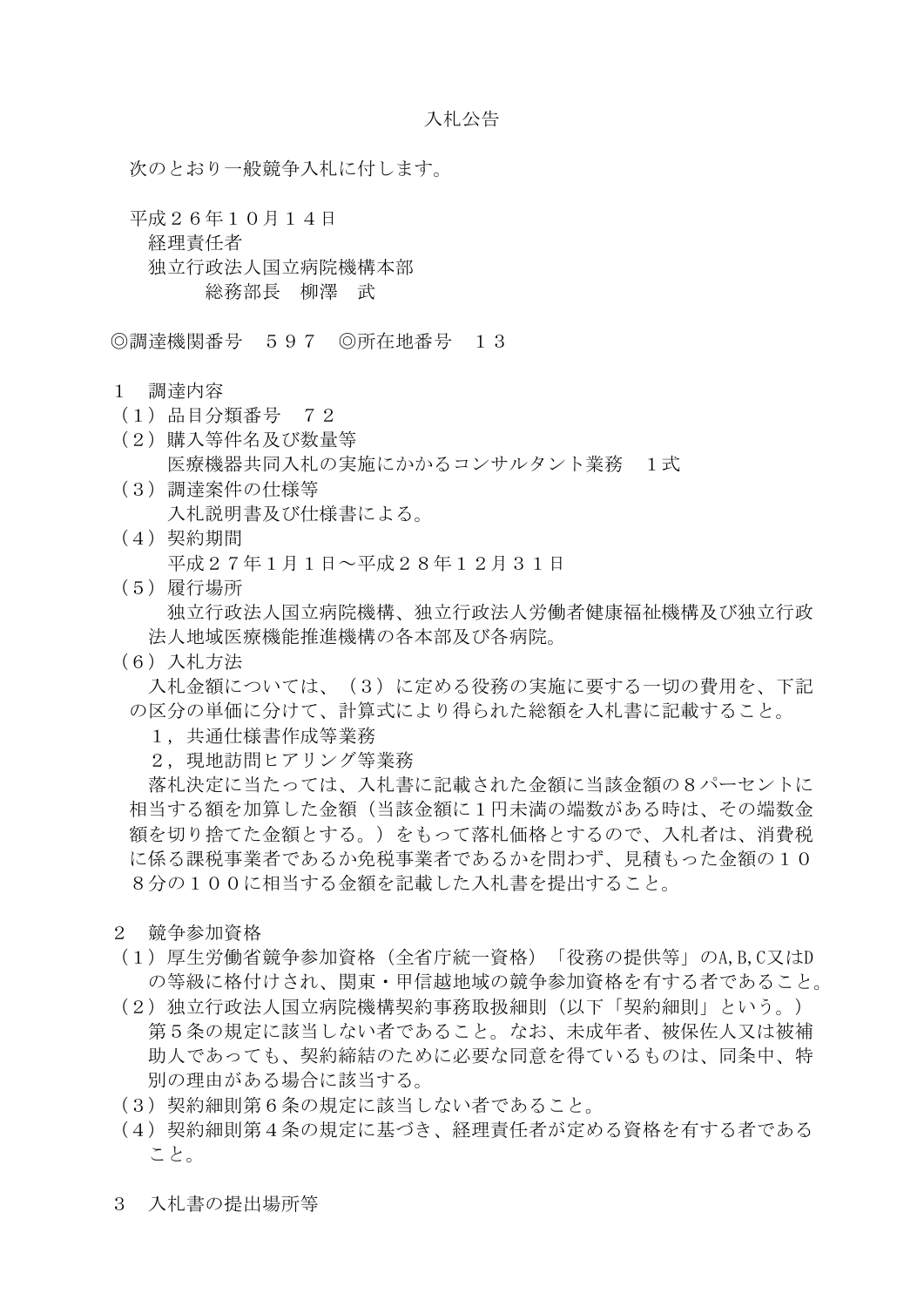# 入札公告

次のとおり一般競争入札に付します。

平成２６年１０月１４日
経理責任者
独立行政法人国立病院機構本部
総務部長　柳澤　武

◎調達機関番号　５９７　◎所在地番号　１３

１　調達内容

（１）品目分類番号　７２

（２）購入等件名及び数量等
医療機器共同入札の実施にかかるコンサルタント業務　１式

（３）調達案件の仕様等
入札説明書及び仕様書による。

（４）契約期間
平成２７年1月１日～平成２８年１２月３１日

（５）履行場所
独立行政法人国立病院機構、独立行政法人労働者健康福祉機構及び独立行政法人地域医療機能推進機構の各本部及び各病院。

（６）入札方法
入札金額については、（３）に定める役務の実施に要する一切の費用を、下記の区分の単価に分けて、計算式により得られた総額を入札書に記載すること。
１，共通仕様書作成等業務
２，現地訪問ヒアリング等業務
落札決定に当たっては、入札書に記載された金額に当該金額の８パーセントに相当する額を加算した金額（当該金額に１円未満の端数がある時は、その端数金額を切り捨てた金額とする。）をもって落札価格とするので、入札者は、消費税に係る課税事業者であるか免税事業者であるかを問わず、見積もった金額の１０８分の１００に相当する金額を記載した入札書を提出すること。

２　競争参加資格

（１）厚生労働省競争参加資格（全省庁統一資格）「役務の提供等」のA,B,C又はDの等級に格付けされ、関東・甲信越地域の競争参加資格を有する者であること。

（２）独立行政法人国立病院機構契約事務取扱細則（以下「契約細則」という。）第５条の規定に該当しない者であること。なお、未成年者、被保佐人又は被補助人であっても、契約締結のために必要な同意を得ているものは、同条中、特別の理由がある場合に該当する。

（３）契約細則第６条の規定に該当しない者であること。

（４）契約細則第４条の規定に基づき、経理責任者が定める資格を有する者であること。

３　入札書の提出場所等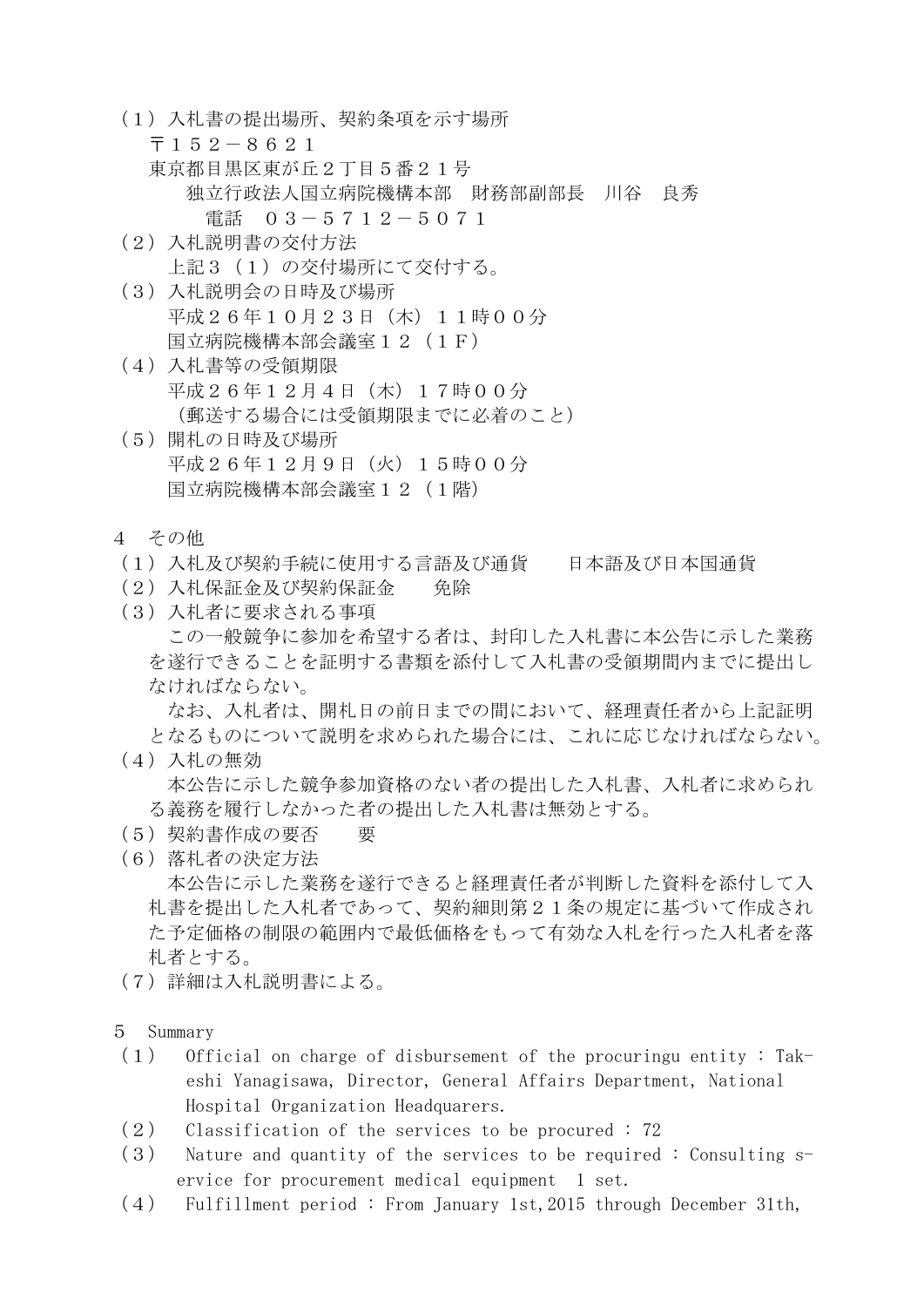（１）入札書の提出場所、契約条項を示す場所
　〒１５２－８６２１
　東京都目黒区東が丘２丁目５番２１号
　　独立行政法人国立病院機構本部　財務部副部長　川谷　良秀
　　　電話　０３－５７１２－５０７１

（２）入札説明書の交付方法
　上記３（１）の交付場所にて交付する。

（３）入札説明会の日時及び場所
　平成２６年１０月２３日（木）１１時００分
　国立病院機構本部会議室１２（１Ｆ）

（４）入札書等の受領期限
　平成２６年１２月４日（木）１７時００分
　（郵送する場合には受領期限までに必着のこと）

（５）開札の日時及び場所
　平成２６年１２月９日（火）１５時００分
　国立病院機構本部会議室１２（１階）

４　その他

（１）入札及び契約手続に使用する言語及び通貨　　日本語及び日本国通貨

（２）入札保証金及び契約保証金　　免除

（３）入札者に要求される事項
　この一般競争に参加を希望する者は、封印した入札書に本公告に示した業務を遂行できることを証明する書類を添付して入札書の受領期間内までに提出しなければならない。
　なお、入札者は、開札日の前日までの間において、経理責任者から上記証明となるものについて説明を求められた場合には、これに応じなければならない。

（４）入札の無効
　本公告に示した競争参加資格のない者の提出した入札書、入札者に求められる義務を履行しなかった者の提出した入札書は無効とする。

（５）契約書作成の要否　　要

（６）落札者の決定方法
　本公告に示した業務を遂行できると経理責任者が判断した資料を添付して入札書を提出した入札者であって、契約細則第２１条の規定に基づいて作成された予定価格の制限の範囲内で最低価格をもって有効な入札を行った入札者を落札者とする。

（７）詳細は入札説明書による。

５　Summary

（１）　Official on charge of disbursement of the procuringu entity : Takeshi Yanagisawa, Director, General Affairs Department, National Hospital Organization Headquarers.

（２）　Classification of the services to be procured : 72

（３）　Nature and quantity of the services to be required : Consulting service for procurement medical equipment　1 set.

（４）　Fulfillment period : From January 1st,2015 through December 31th,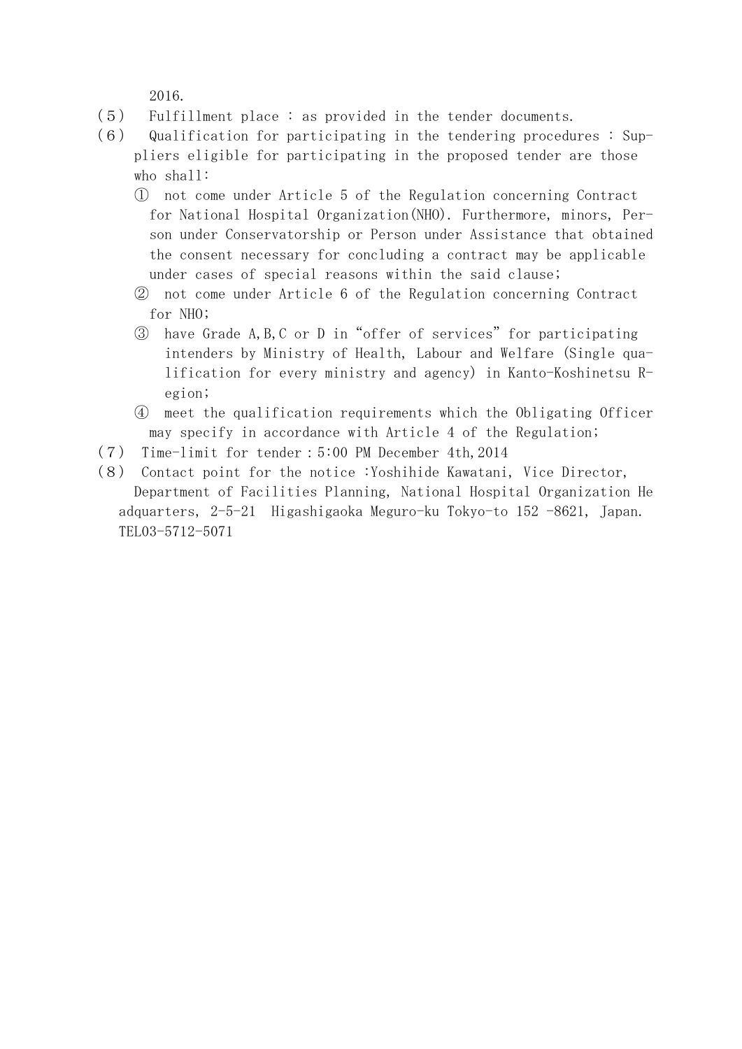2016.

（5） Fulfillment place : as provided in the tender documents.

（6） Qualification for participating in the tendering procedures : Suppliers eligible for participating in the proposed tender are those who shall:

① not come under Article 5 of the Regulation concerning Contract for National Hospital Organization(NHO). Furthermore, minors, Person under Conservatorship or Person under Assistance that obtained the consent necessary for concluding a contract may be applicable under cases of special reasons within the said clause;

② not come under Article 6 of the Regulation concerning Contract for NHO;

③ have Grade A,B,C or D in "offer of services" for participating intenders by Ministry of Health, Labour and Welfare (Single qualification for every ministry and agency) in Kanto-Koshinetsu Region;

④ meet the qualification requirements which the Obligating Officer may specify in accordance with Article 4 of the Regulation;

（7） Time-limit for tender：5:00 PM December 4th,2014

（8） Contact point for the notice :Yoshihide Kawatani, Vice Director, Department of Facilities Planning, National Hospital Organization Headquarters, 2-5-21 Higashigaoka Meguro-ku Tokyo-to 152 -8621, Japan. TEL03-5712-5071